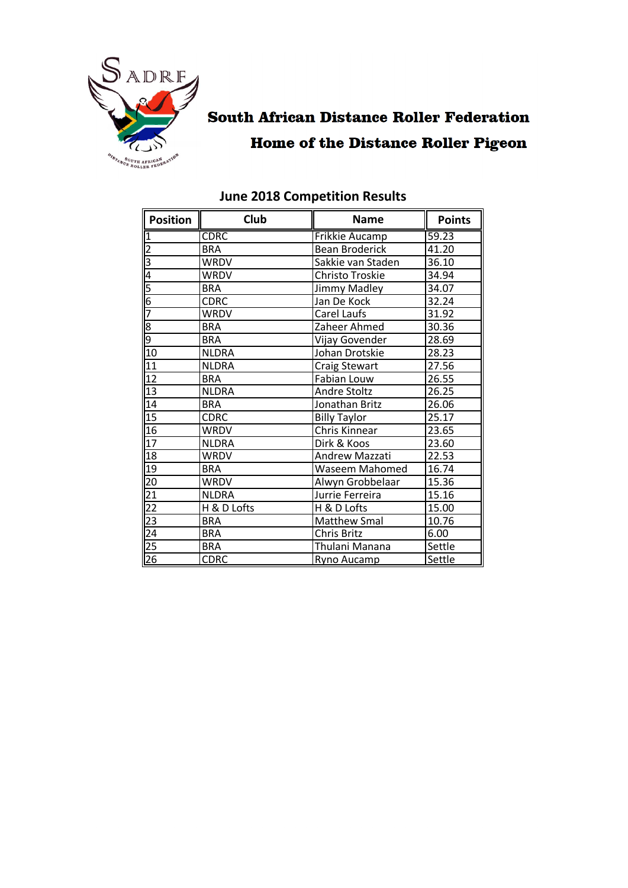# South African Distance Roller Federation

## Home of the Distance Roller Pigeon

### June 2018 Competition Results

| Position | Club | Name | Points |
|---|---|---|---|
| 1 | CDRC | Frikkie Aucamp | 59.23 |
| 2 | BRA | Bean Broderick | 41.20 |
| 3 | WRDV | Sakkie van Staden | 36.10 |
| 4 | WRDV | Christo Troskie | 34.94 |
| 5 | BRA | Jimmy Madley | 34.07 |
| 6 | CDRC | Jan De Kock | 32.24 |
| 7 | WRDV | Carel Laufs | 31.92 |
| 8 | BRA | Zaheer Ahmed | 30.36 |
| 9 | BRA | Vijay Govender | 28.69 |
| 10 | NLDRA | Johan Drotskie | 28.23 |
| 11 | NLDRA | Craig Stewart | 27.56 |
| 12 | BRA | Fabian Louw | 26.55 |
| 13 | NLDRA | Andre Stoltz | 26.25 |
| 14 | BRA | Jonathan Britz | 26.06 |
| 15 | CDRC | Billy Taylor | 25.17 |
| 16 | WRDV | Chris Kinnear | 23.65 |
| 17 | NLDRA | Dirk & Koos | 23.60 |
| 18 | WRDV | Andrew Mazzati | 22.53 |
| 19 | BRA | Waseem Mahomed | 16.74 |
| 20 | WRDV | Alwyn Grobbelaar | 15.36 |
| 21 | NLDRA | Jurrie Ferreira | 15.16 |
| 22 | H & D Lofts | H & D Lofts | 15.00 |
| 23 | BRA | Matthew Smal | 10.76 |
| 24 | BRA | Chris Britz | 6.00 |
| 25 | BRA | Thulani Manana | Settle |
| 26 | CDRC | Ryno Aucamp | Settle |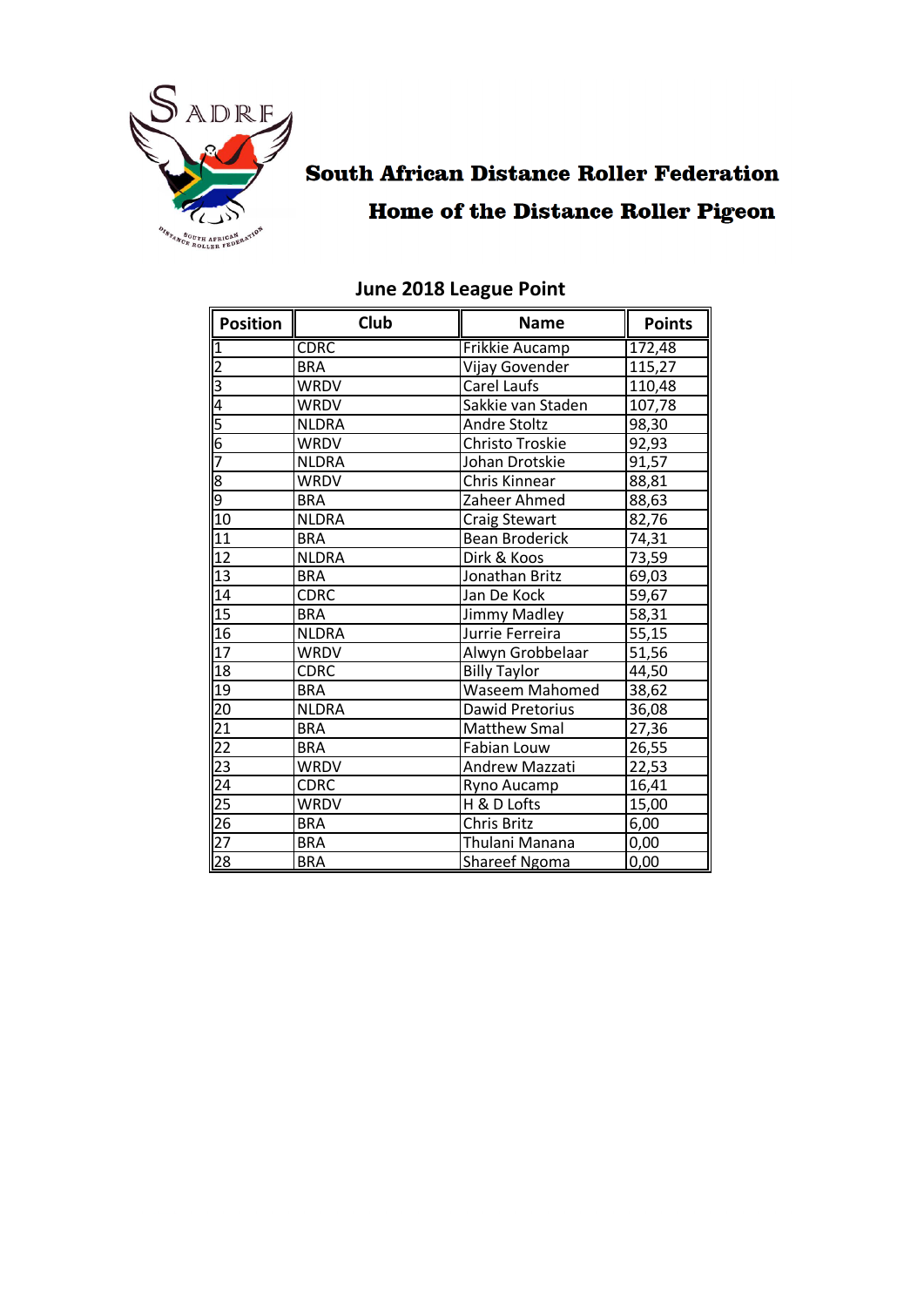# South African Distance Roller Federation

## Home of the Distance Roller Pigeon

### June 2018 League Point

| Position | Club | Name | Points |
|---|---|---|---|
| 1 | CDRC | Frikkie Aucamp | 172,48 |
| 2 | BRA | Vijay Govender | 115,27 |
| 3 | WRDV | Carel Laufs | 110,48 |
| 4 | WRDV | Sakkie van Staden | 107,78 |
| 5 | NLDRA | Andre Stoltz | 98,30 |
| 6 | WRDV | Christo Troskie | 92,93 |
| 7 | NLDRA | Johan Drotskie | 91,57 |
| 8 | WRDV | Chris Kinnear | 88,81 |
| 9 | BRA | Zaheer Ahmed | 88,63 |
| 10 | NLDRA | Craig Stewart | 82,76 |
| 11 | BRA | Bean Broderick | 74,31 |
| 12 | NLDRA | Dirk & Koos | 73,59 |
| 13 | BRA | Jonathan Britz | 69,03 |
| 14 | CDRC | Jan De Kock | 59,67 |
| 15 | BRA | Jimmy Madley | 58,31 |
| 16 | NLDRA | Jurrie Ferreira | 55,15 |
| 17 | WRDV | Alwyn Grobbelaar | 51,56 |
| 18 | CDRC | Billy Taylor | 44,50 |
| 19 | BRA | Waseem Mahomed | 38,62 |
| 20 | NLDRA | Dawid Pretorius | 36,08 |
| 21 | BRA | Matthew Smal | 27,36 |
| 22 | BRA | Fabian Louw | 26,55 |
| 23 | WRDV | Andrew Mazzati | 22,53 |
| 24 | CDRC | Ryno Aucamp | 16,41 |
| 25 | WRDV | H & D Lofts | 15,00 |
| 26 | BRA | Chris Britz | 6,00 |
| 27 | BRA | Thulani Manana | 0,00 |
| 28 | BRA | Shareef Ngoma | 0,00 |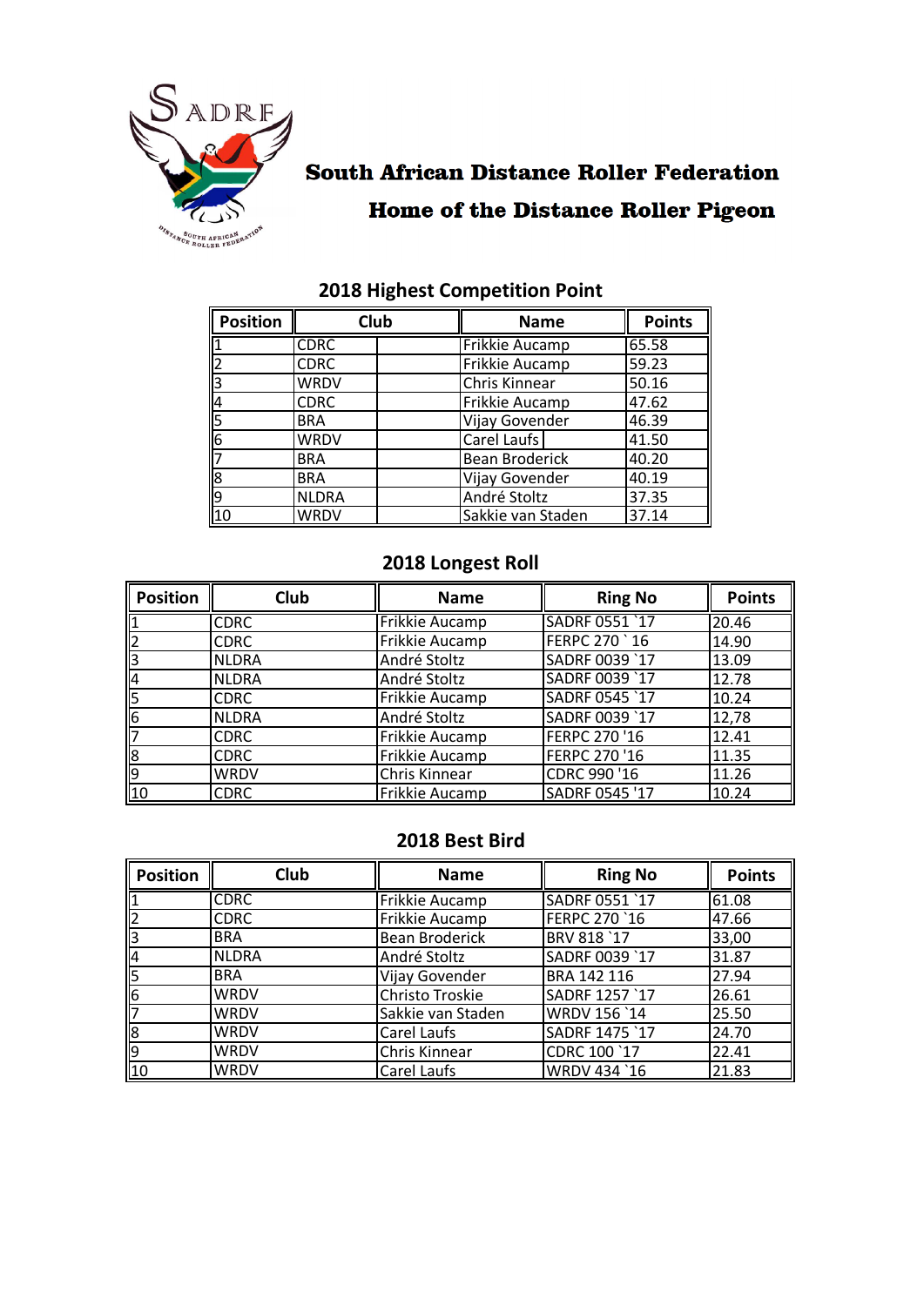# South African Distance Roller Federation

## Home of the Distance Roller Pigeon

### 2018 Highest Competition Point

| Position | Club | Name | Points |
|---|---|---|---|
| 1 | CDRC | Frikkie Aucamp | 65.58 |
| 2 | CDRC | Frikkie Aucamp | 59.23 |
| 3 | WRDV | Chris Kinnear | 50.16 |
| 4 | CDRC | Frikkie Aucamp | 47.62 |
| 5 | BRA | Vijay Govender | 46.39 |
| 6 | WRDV | Carel Laufs | 41.50 |
| 7 | BRA | Bean Broderick | 40.20 |
| 8 | BRA | Vijay Govender | 40.19 |
| 9 | NLDRA | André Stoltz | 37.35 |
| 10 | WRDV | Sakkie van Staden | 37.14 |

### 2018 Longest Roll

| Position | Club | Name | Ring No | Points |
|---|---|---|---|---|
| 1 | CDRC | Frikkie Aucamp | SADRF 0551 `17 | 20.46 |
| 2 | CDRC | Frikkie Aucamp | FERPC 270 ` 16 | 14.90 |
| 3 | NLDRA | André Stoltz | SADRF 0039 `17 | 13.09 |
| 4 | NLDRA | André Stoltz | SADRF 0039 `17 | 12.78 |
| 5 | CDRC | Frikkie Aucamp | SADRF 0545 `17 | 10.24 |
| 6 | NLDRA | André Stoltz | SADRF 0039 `17 | 12,78 |
| 7 | CDRC | Frikkie Aucamp | FERPC 270 '16 | 12.41 |
| 8 | CDRC | Frikkie Aucamp | FERPC 270 '16 | 11.35 |
| 9 | WRDV | Chris Kinnear | CDRC 990 '16 | 11.26 |
| 10 | CDRC | Frikkie Aucamp | SADRF 0545 '17 | 10.24 |

### 2018 Best Bird

| Position | Club | Name | Ring No | Points |
|---|---|---|---|---|
| 1 | CDRC | Frikkie Aucamp | SADRF 0551 `17 | 61.08 |
| 2 | CDRC | Frikkie Aucamp | FERPC 270 `16 | 47.66 |
| 3 | BRA | Bean Broderick | BRV 818 `17 | 33,00 |
| 4 | NLDRA | André Stoltz | SADRF 0039 `17 | 31.87 |
| 5 | BRA | Vijay Govender | BRA 142 116 | 27.94 |
| 6 | WRDV | Christo Troskie | SADRF 1257 `17 | 26.61 |
| 7 | WRDV | Sakkie van Staden | WRDV 156 `14 | 25.50 |
| 8 | WRDV | Carel Laufs | SADRF 1475 `17 | 24.70 |
| 9 | WRDV | Chris Kinnear | CDRC 100 `17 | 22.41 |
| 10 | WRDV | Carel Laufs | WRDV 434 `16 | 21.83 |